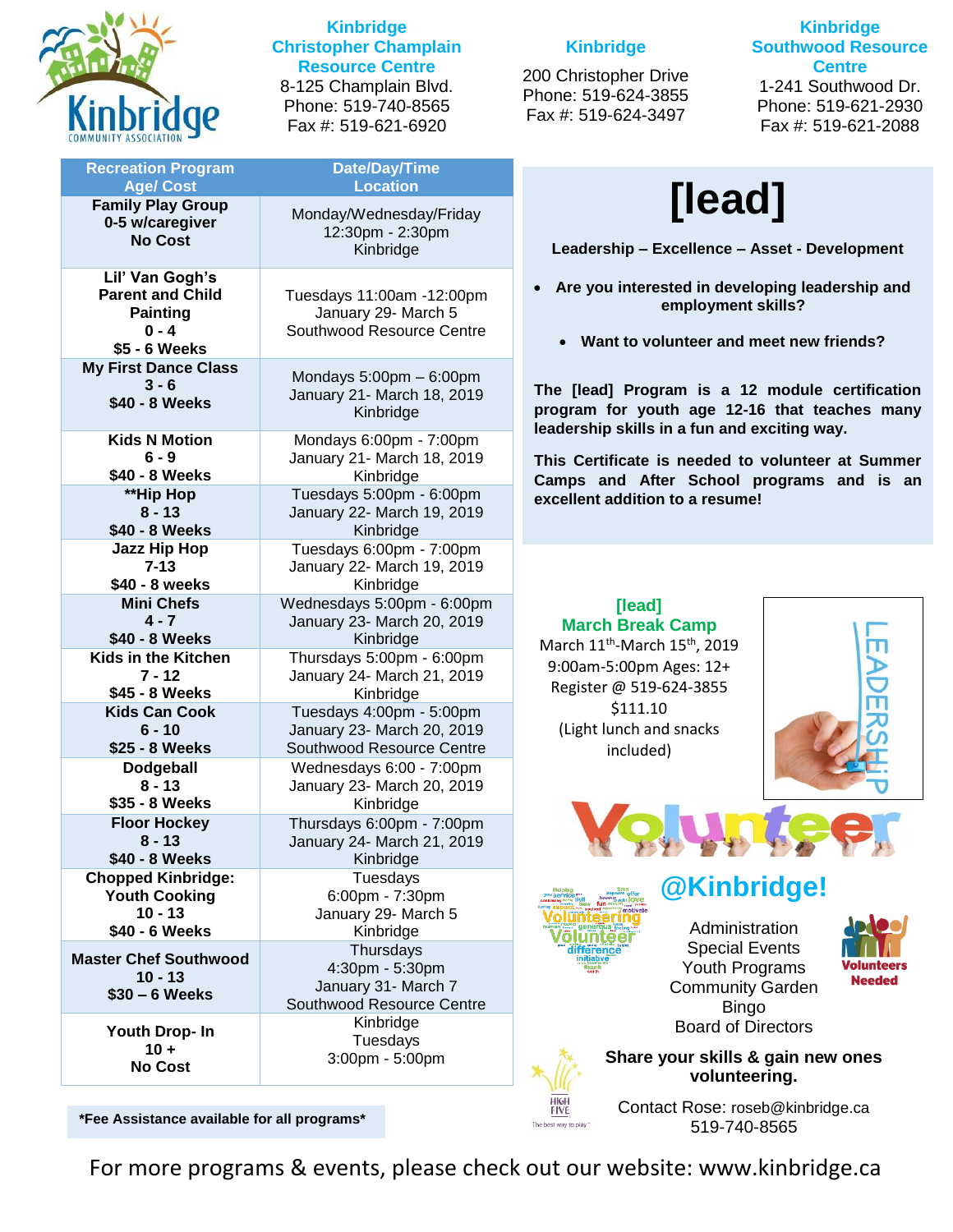# Kinbridge

**Kinbridge Christopher Champlain Resource Centre**
8-125 Champlain Blvd.
Phone: 519-740-8565
Fax #: 519-621-6920

**Kinbridge**
200 Christopher Drive
Phone: 519-624-3855
Fax #: 519-624-3497

**Kinbridge Southwood Resource Centre**
1-241 Southwood Dr.
Phone: 519-621-2930
Fax #: 519-621-2088

| Recreation Program Age/ Cost | Date/Day/Time Location |
|---|---|
| **Family Play Group 0-5 w/caregiver No Cost** | Monday/Wednesday/Friday 12:30pm - 2:30pm Kinbridge |
| **Lil' Van Gogh's Parent and Child Painting 0 - 4 $5 - 6 Weeks** | Tuesdays 11:00am -12:00pm January 29- March 5 Southwood Resource Centre |
| **My First Dance Class 3 - 6 $40 - 8 Weeks** | Mondays 5:00pm – 6:00pm January 21- March 18, 2019 Kinbridge |
| **Kids N Motion 6 - 9 $40 - 8 Weeks** | Mondays 6:00pm - 7:00pm January 21- March 18, 2019 Kinbridge |
| **\*\*Hip Hop 8 - 13 $40 - 8 Weeks** | Tuesdays 5:00pm - 6:00pm January 22- March 19, 2019 Kinbridge |
| **Jazz Hip Hop 7-13 $40 - 8 weeks** | Tuesdays 6:00pm - 7:00pm January 22- March 19, 2019 Kinbridge |
| **Mini Chefs 4 - 7 $40 - 8 Weeks** | Wednesdays 5:00pm - 6:00pm January 23- March 20, 2019 Kinbridge |
| **Kids in the Kitchen 7 - 12 $45 - 8 Weeks** | Thursdays 5:00pm - 6:00pm January 24- March 21, 2019 Kinbridge |
| **Kids Can Cook 6 - 10 $25 - 8 Weeks** | Tuesdays 4:00pm - 5:00pm January 23- March 20, 2019 Southwood Resource Centre |
| **Dodgeball 8 - 13 $35 - 8 Weeks** | Wednesdays 6:00 - 7:00pm January 23- March 20, 2019 Kinbridge |
| **Floor Hockey 8 - 13 $40 - 8 Weeks** | Thursdays 6:00pm - 7:00pm January 24- March 21, 2019 Kinbridge |
| **Chopped Kinbridge: Youth Cooking 10 - 13 $40 - 6 Weeks** | Tuesdays 6:00pm - 7:30pm January 29- March 5 Kinbridge |
| **Master Chef Southwood 10 - 13 $30 – 6 Weeks** | Thursdays 4:30pm - 5:30pm January 31- March 7 Southwood Resource Centre |
| **Youth Drop- In 10 + No Cost** | Kinbridge Tuesdays 3:00pm - 5:00pm |

***Fee Assistance available for all programs***

# [lead]

**Leadership – Excellence – Asset - Development**

- **Are you interested in developing leadership and employment skills?**
- **Want to volunteer and meet new friends?**

**The [lead] Program is a 12 module certification program for youth age 12-16 that teaches many leadership skills in a fun and exciting way.**

**This Certificate is needed to volunteer at Summer Camps and After School programs and is an excellent addition to a resume!**

**[lead]**
**March Break Camp**
March 11th-March 15th, 2019
9:00am-5:00pm Ages: 12+
Register @ 519-624-3855
$111.10
(Light lunch and snacks included)

LEADERSHIP

# Volunteer @Kinbridge!

Administration
Special Events
Youth Programs
Community Garden
Bingo
Board of Directors

**Volunteers Needed**

**Share your skills & gain new ones volunteering.**

Contact Rose: roseb@kinbridge.ca
519-740-8565

For more programs & events, please check out our website: www.kinbridge.ca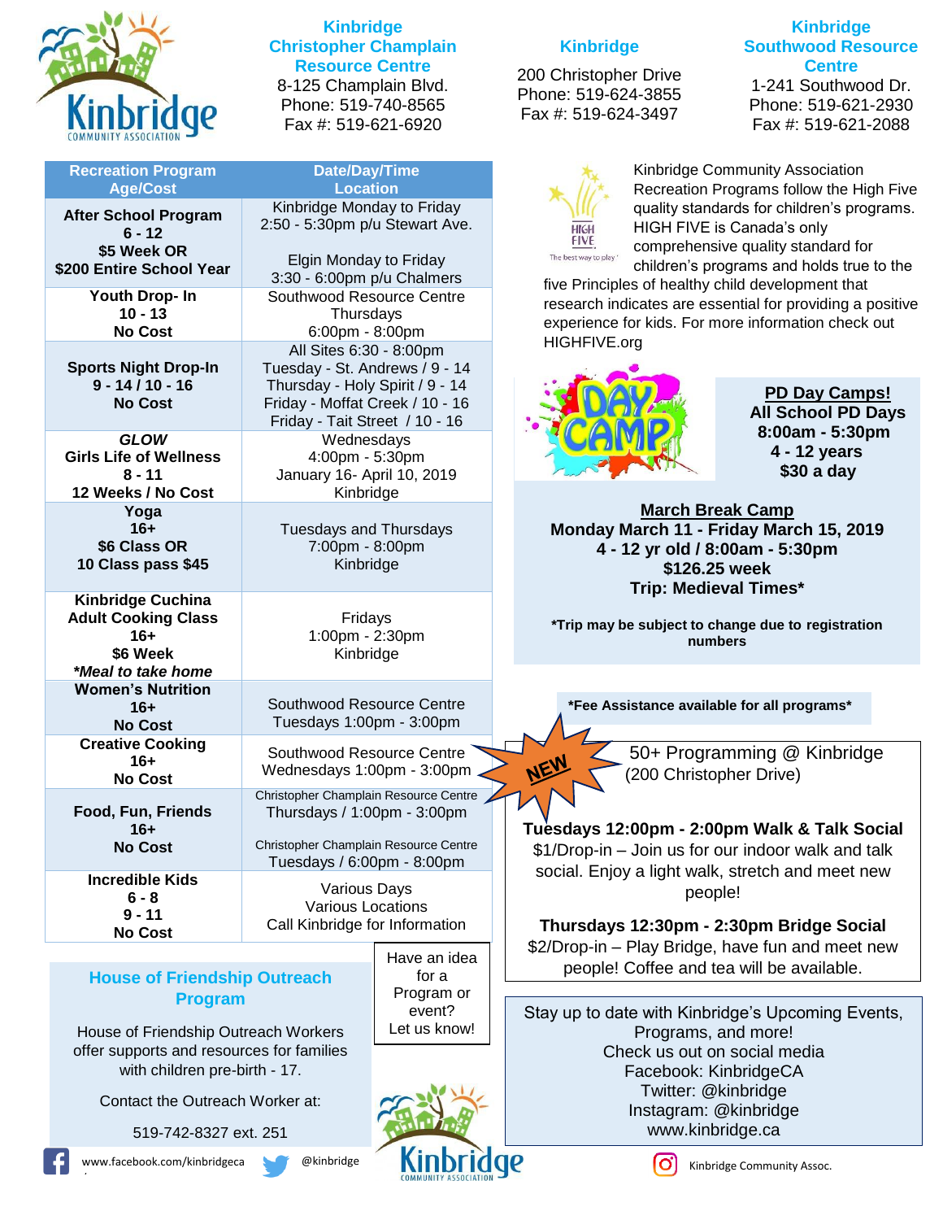**Kinbridge Christopher Champlain Resource Centre**
8-125 Champlain Blvd.
Phone: 519-740-8565
Fax #: 519-621-6920

**Kinbridge**
200 Christopher Drive
Phone: 519-624-3855
Fax #: 519-624-3497

**Kinbridge Southwood Resource Centre**
1-241 Southwood Dr.
Phone: 519-621-2930
Fax #: 519-621-2088

| Recreation Program Age/Cost | Date/Day/Time Location |
| --- | --- |
| **After School Program**<br>**6 - 12**<br>**$5 Week OR**<br>**$200 Entire School Year** | Kinbridge Monday to Friday<br>2:50 - 5:30pm p/u Stewart Ave.<br><br>Elgin Monday to Friday<br>3:30 - 6:00pm p/u Chalmers |
| **Youth Drop- In**<br>**10 - 13**<br>**No Cost** | Southwood Resource Centre<br>Thursdays<br>6:00pm - 8:00pm |
| **Sports Night Drop-In**<br>**9 - 14 / 10 - 16**<br>**No Cost** | All Sites 6:30 - 8:00pm<br>Tuesday - St. Andrews / 9 - 14<br>Thursday - Holy Spirit / 9 - 14<br>Friday - Moffat Creek / 10 - 16<br>Friday - Tait Street / 10 - 16 |
| ***GLOW***<br>**Girls Life of Wellness**<br>**8 - 11**<br>**12 Weeks / No Cost** | Wednesdays<br>4:00pm - 5:30pm<br>January 16- April 10, 2019<br>Kinbridge |
| **Yoga**<br>**16+**<br>**$6 Class OR**<br>**10 Class pass $45** | Tuesdays and Thursdays<br>7:00pm - 8:00pm<br>Kinbridge |
| **Kinbridge Cuchina**<br>**Adult Cooking Class**<br>**16+**<br>**$6 Week**<br>***Meal to take home*** | Fridays<br>1:00pm - 2:30pm<br>Kinbridge |
| **Women's Nutrition**<br>**16+**<br>**No Cost** | Southwood Resource Centre<br>Tuesdays 1:00pm - 3:00pm |
| **Creative Cooking**<br>**16+**<br>**No Cost** | Southwood Resource Centre<br>Wednesdays 1:00pm - 3:00pm |
| **Food, Fun, Friends**<br>**16+**<br>**No Cost** | Christopher Champlain Resource Centre<br>Thursdays / 1:00pm - 3:00pm<br><br>Christopher Champlain Resource Centre<br>Tuesdays / 6:00pm - 8:00pm |
| **Incredible Kids**<br>**6 - 8**<br>**9 - 11**<br>**No Cost** | Various Days<br>Various Locations<br>Call Kinbridge for Information |

Kinbridge Community Association Recreation Programs follow the High Five quality standards for children's programs. HIGH FIVE is Canada's only comprehensive quality standard for children's programs and holds true to the five Principles of healthy child development that research indicates are essential for providing a positive experience for kids. For more information check out HIGHFIVE.org

**PD Day Camps!**
**All School PD Days**
**8:00am - 5:30pm**
**4 - 12 years**
**$30 a day**

**March Break Camp**
**Monday March 11 - Friday March 15, 2019**
**4 - 12 yr old / 8:00am - 5:30pm**
**$126.25 week**
**Trip: Medieval Times***

***Trip may be subject to change due to registration numbers**

***Fee Assistance available for all programs***

**NEW**

50+ Programming @ Kinbridge
(200 Christopher Drive)

**Tuesdays 12:00pm - 2:00pm Walk & Talk Social**
$1/Drop-in – Join us for our indoor walk and talk social. Enjoy a light walk, stretch and meet new people!

**Thursdays 12:30pm - 2:30pm Bridge Social**
$2/Drop-in – Play Bridge, have fun and meet new people! Coffee and tea will be available.

## House of Friendship Outreach Program

House of Friendship Outreach Workers offer supports and resources for families with children pre-birth - 17.

Contact the Outreach Worker at:

519-742-8327 ext. 251

Have an idea for a Program or event? Let us know!

Stay up to date with Kinbridge's Upcoming Events, Programs, and more!
Check us out on social media
Facebook: KinbridgeCA
Twitter: @kinbridge
Instagram: @kinbridge
www.kinbridge.ca

www.facebook.com/kinbridgeca

@kinbridge

Kinbridge Community Assoc.